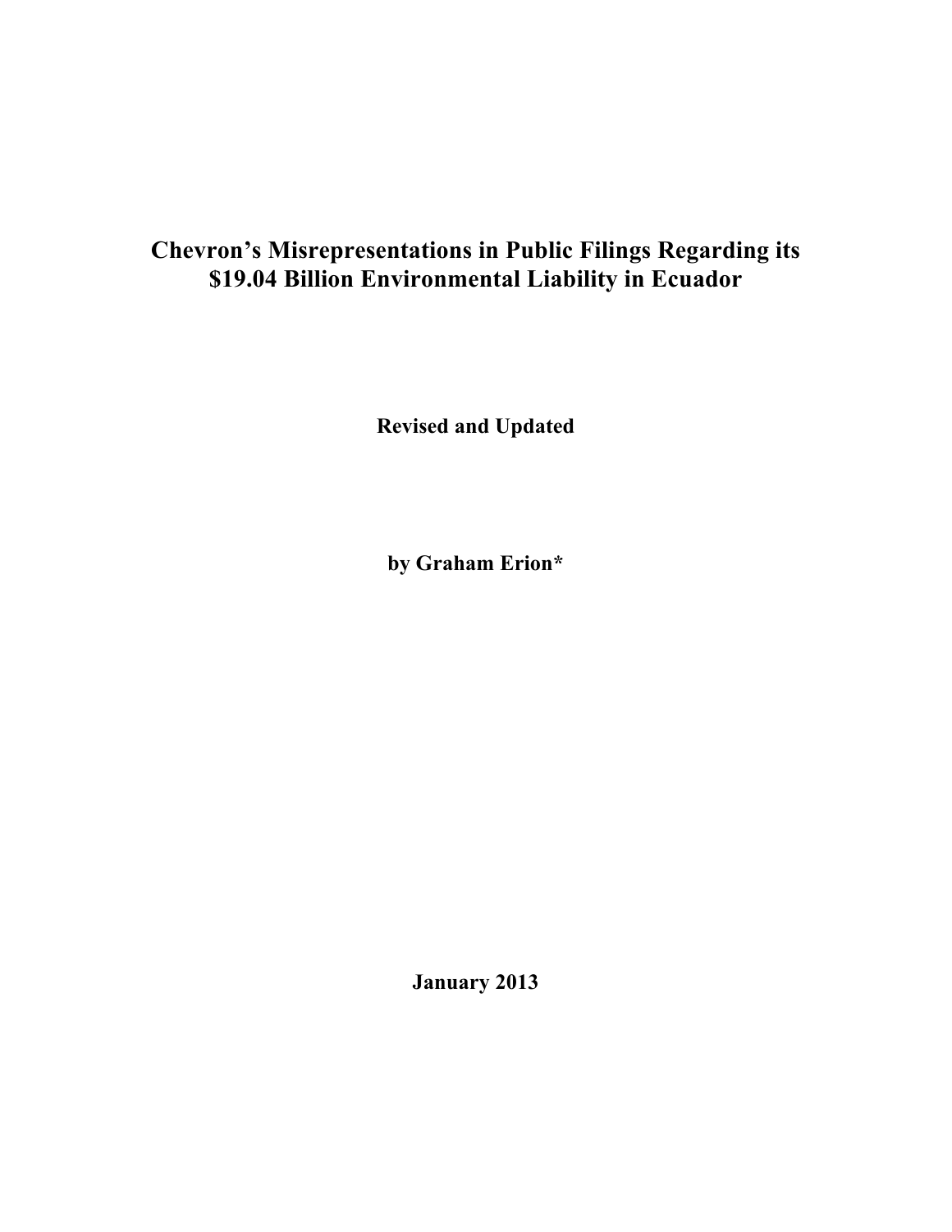# Chevron's Misrepresentations in Public Filings Regarding its $19.04 Billion Environmental Liability in Ecuador

**Revised and Updated**

**by Graham Erion***

**January 2013**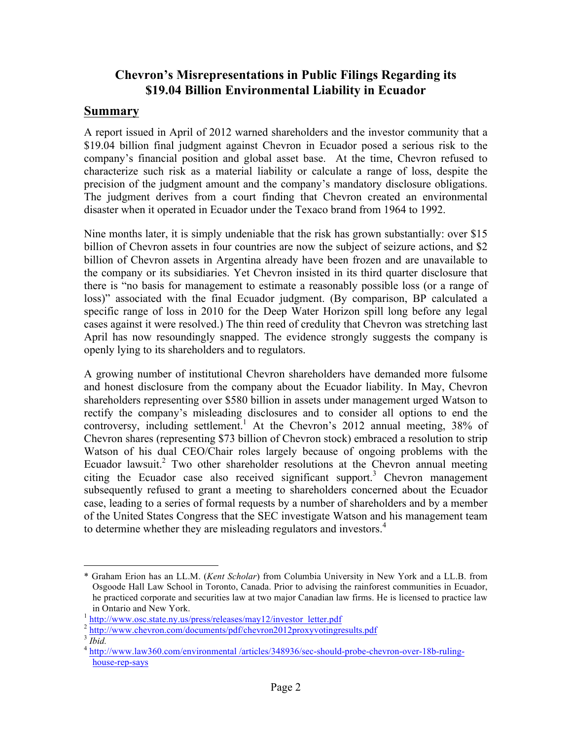# Chevron's Misrepresentations in Public Filings Regarding its $19.04 Billion Environmental Liability in Ecuador

## Summary

A report issued in April of 2012 warned shareholders and the investor community that a $19.04 billion final judgment against Chevron in Ecuador posed a serious risk to the company's financial position and global asset base. At the time, Chevron refused to characterize such risk as a material liability or calculate a range of loss, despite the precision of the judgment amount and the company's mandatory disclosure obligations. The judgment derives from a court finding that Chevron created an environmental disaster when it operated in Ecuador under the Texaco brand from 1964 to 1992.

Nine months later, it is simply undeniable that the risk has grown substantially: over $15 billion of Chevron assets in four countries are now the subject of seizure actions, and $2 billion of Chevron assets in Argentina already have been frozen and are unavailable to the company or its subsidiaries. Yet Chevron insisted in its third quarter disclosure that there is "no basis for management to estimate a reasonably possible loss (or a range of loss)" associated with the final Ecuador judgment. (By comparison, BP calculated a specific range of loss in 2010 for the Deep Water Horizon spill long before any legal cases against it were resolved.) The thin reed of credulity that Chevron was stretching last April has now resoundingly snapped. The evidence strongly suggests the company is openly lying to its shareholders and to regulators.

A growing number of institutional Chevron shareholders have demanded more fulsome and honest disclosure from the company about the Ecuador liability. In May, Chevron shareholders representing over $580 billion in assets under management urged Watson to rectify the company's misleading disclosures and to consider all options to end the controversy, including settlement.[1] At the Chevron's 2012 annual meeting, 38% of Chevron shares (representing $73 billion of Chevron stock) embraced a resolution to strip Watson of his dual CEO/Chair roles largely because of ongoing problems with the Ecuador lawsuit.[2] Two other shareholder resolutions at the Chevron annual meeting citing the Ecuador case also received significant support.[3] Chevron management subsequently refused to grant a meeting to shareholders concerned about the Ecuador case, leading to a series of formal requests by a number of shareholders and by a member of the United States Congress that the SEC investigate Watson and his management team to determine whether they are misleading regulators and investors.[4]

---

\* Graham Erion has an LL.M. (*Kent Scholar*) from Columbia University in New York and a LL.B. from Osgoode Hall Law School in Toronto, Canada. Prior to advising the rainforest communities in Ecuador, he practiced corporate and securities law at two major Canadian law firms. He is licensed to practice law in Ontario and New York.

[1] http://www.osc.state.ny.us/press/releases/may12/investor_letter.pdf

[2] http://www.chevron.com/documents/pdf/chevron2012proxyvotingresults.pdf

[3] *Ibid.*

[4] http://www.law360.com/environmental /articles/348936/sec-should-probe-chevron-over-18b-ruling-house-rep-says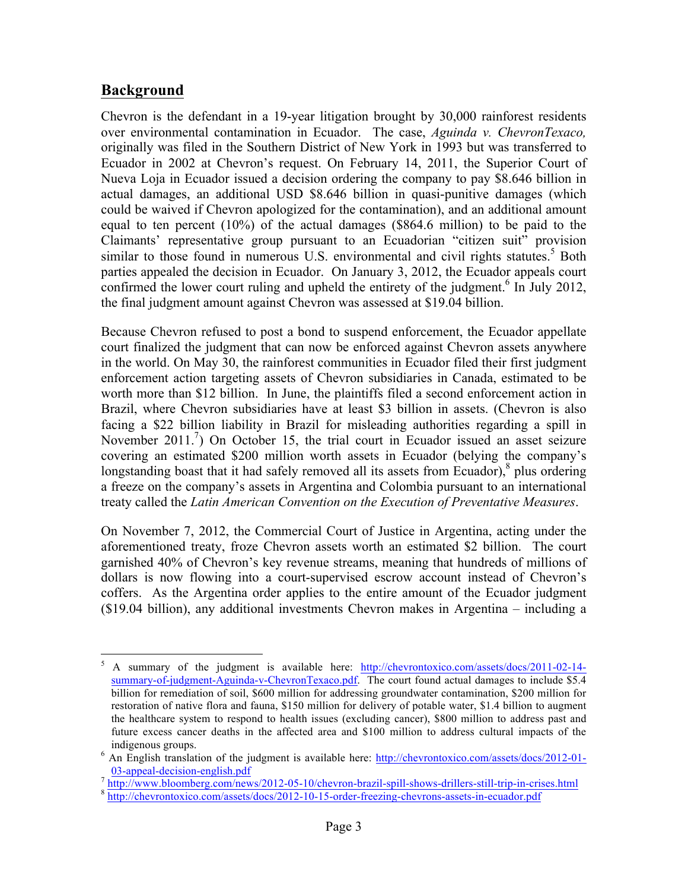## Background

Chevron is the defendant in a 19-year litigation brought by 30,000 rainforest residents over environmental contamination in Ecuador. The case, *Aguinda v. ChevronTexaco,* originally was filed in the Southern District of New York in 1993 but was transferred to Ecuador in 2002 at Chevron's request. On February 14, 2011, the Superior Court of Nueva Loja in Ecuador issued a decision ordering the company to pay $8.646 billion in actual damages, an additional USD $8.646 billion in quasi-punitive damages (which could be waived if Chevron apologized for the contamination), and an additional amount equal to ten percent (10%) of the actual damages ($864.6 million) to be paid to the Claimants' representative group pursuant to an Ecuadorian "citizen suit" provision similar to those found in numerous U.S. environmental and civil rights statutes.[5] Both parties appealed the decision in Ecuador. On January 3, 2012, the Ecuador appeals court confirmed the lower court ruling and upheld the entirety of the judgment.[6] In July 2012, the final judgment amount against Chevron was assessed at $19.04 billion.

Because Chevron refused to post a bond to suspend enforcement, the Ecuador appellate court finalized the judgment that can now be enforced against Chevron assets anywhere in the world. On May 30, the rainforest communities in Ecuador filed their first judgment enforcement action targeting assets of Chevron subsidiaries in Canada, estimated to be worth more than $12 billion. In June, the plaintiffs filed a second enforcement action in Brazil, where Chevron subsidiaries have at least $3 billion in assets. (Chevron is also facing a $22 billion liability in Brazil for misleading authorities regarding a spill in November 2011.[7]) On October 15, the trial court in Ecuador issued an asset seizure covering an estimated $200 million worth assets in Ecuador (belying the company's longstanding boast that it had safely removed all its assets from Ecuador),[8] plus ordering a freeze on the company's assets in Argentina and Colombia pursuant to an international treaty called the *Latin American Convention on the Execution of Preventative Measures*.

On November 7, 2012, the Commercial Court of Justice in Argentina, acting under the aforementioned treaty, froze Chevron assets worth an estimated $2 billion. The court garnished 40% of Chevron's key revenue streams, meaning that hundreds of millions of dollars is now flowing into a court-supervised escrow account instead of Chevron's coffers. As the Argentina order applies to the entire amount of the Ecuador judgment ($19.04 billion), any additional investments Chevron makes in Argentina – including a

---

[5] A summary of the judgment is available here: http://chevrontoxico.com/assets/docs/2011-02-14-summary-of-judgment-Aguinda-v-ChevronTexaco.pdf. The court found actual damages to include $5.4 billion for remediation of soil, $600 million for addressing groundwater contamination, $200 million for restoration of native flora and fauna, $150 million for delivery of potable water, $1.4 billion to augment the healthcare system to respond to health issues (excluding cancer), $800 million to address past and future excess cancer deaths in the affected area and $100 million to address cultural impacts of the indigenous groups.

[6] An English translation of the judgment is available here: http://chevrontoxico.com/assets/docs/2012-01-03-appeal-decision-english.pdf

[7] http://www.bloomberg.com/news/2012-05-10/chevron-brazil-spill-shows-drillers-still-trip-in-crises.html

[8] http://chevrontoxico.com/assets/docs/2012-10-15-order-freezing-chevrons-assets-in-ecuador.pdf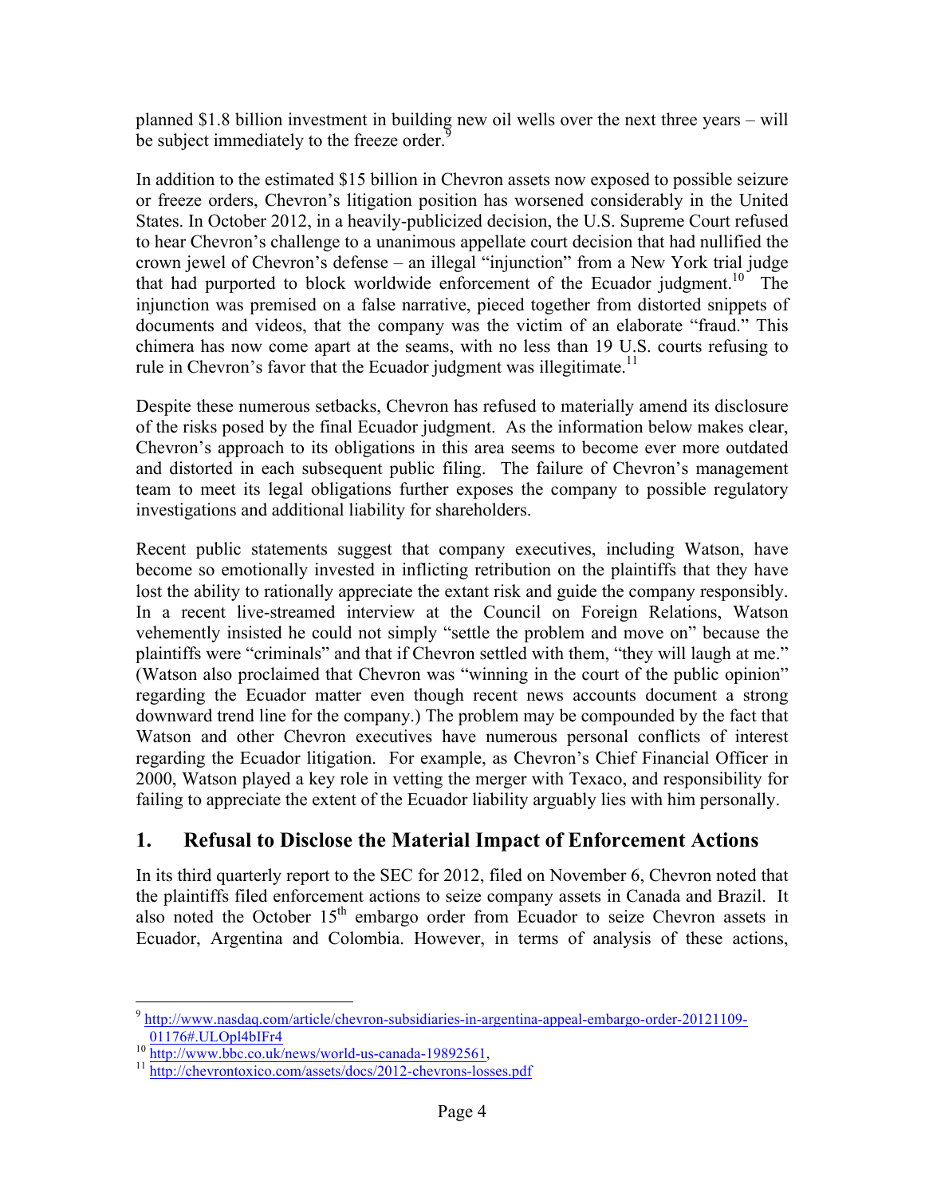planned $1.8 billion investment in building new oil wells over the next three years – will be subject immediately to the freeze order.[9]

In addition to the estimated $15 billion in Chevron assets now exposed to possible seizure or freeze orders, Chevron's litigation position has worsened considerably in the United States. In October 2012, in a heavily-publicized decision, the U.S. Supreme Court refused to hear Chevron's challenge to a unanimous appellate court decision that had nullified the crown jewel of Chevron's defense – an illegal "injunction" from a New York trial judge that had purported to block worldwide enforcement of the Ecuador judgment.[10] The injunction was premised on a false narrative, pieced together from distorted snippets of documents and videos, that the company was the victim of an elaborate "fraud." This chimera has now come apart at the seams, with no less than 19 U.S. courts refusing to rule in Chevron's favor that the Ecuador judgment was illegitimate.[11]

Despite these numerous setbacks, Chevron has refused to materially amend its disclosure of the risks posed by the final Ecuador judgment. As the information below makes clear, Chevron's approach to its obligations in this area seems to become ever more outdated and distorted in each subsequent public filing. The failure of Chevron's management team to meet its legal obligations further exposes the company to possible regulatory investigations and additional liability for shareholders.

Recent public statements suggest that company executives, including Watson, have become so emotionally invested in inflicting retribution on the plaintiffs that they have lost the ability to rationally appreciate the extant risk and guide the company responsibly. In a recent live-streamed interview at the Council on Foreign Relations, Watson vehemently insisted he could not simply "settle the problem and move on" because the plaintiffs were "criminals" and that if Chevron settled with them, "they will laugh at me." (Watson also proclaimed that Chevron was "winning in the court of the public opinion" regarding the Ecuador matter even though recent news accounts document a strong downward trend line for the company.) The problem may be compounded by the fact that Watson and other Chevron executives have numerous personal conflicts of interest regarding the Ecuador litigation. For example, as Chevron's Chief Financial Officer in 2000, Watson played a key role in vetting the merger with Texaco, and responsibility for failing to appreciate the extent of the Ecuador liability arguably lies with him personally.

## 1. Refusal to Disclose the Material Impact of Enforcement Actions

In its third quarterly report to the SEC for 2012, filed on November 6, Chevron noted that the plaintiffs filed enforcement actions to seize company assets in Canada and Brazil. It also noted the October 15th embargo order from Ecuador to seize Chevron assets in Ecuador, Argentina and Colombia. However, in terms of analysis of these actions,

---

[9] http://www.nasdaq.com/article/chevron-subsidiaries-in-argentina-appeal-embargo-order-20121109-01176#.ULOpl4bIFr4

[10] http://www.bbc.co.uk/news/world-us-canada-19892561,

[11] http://chevrontoxico.com/assets/docs/2012-chevrons-losses.pdf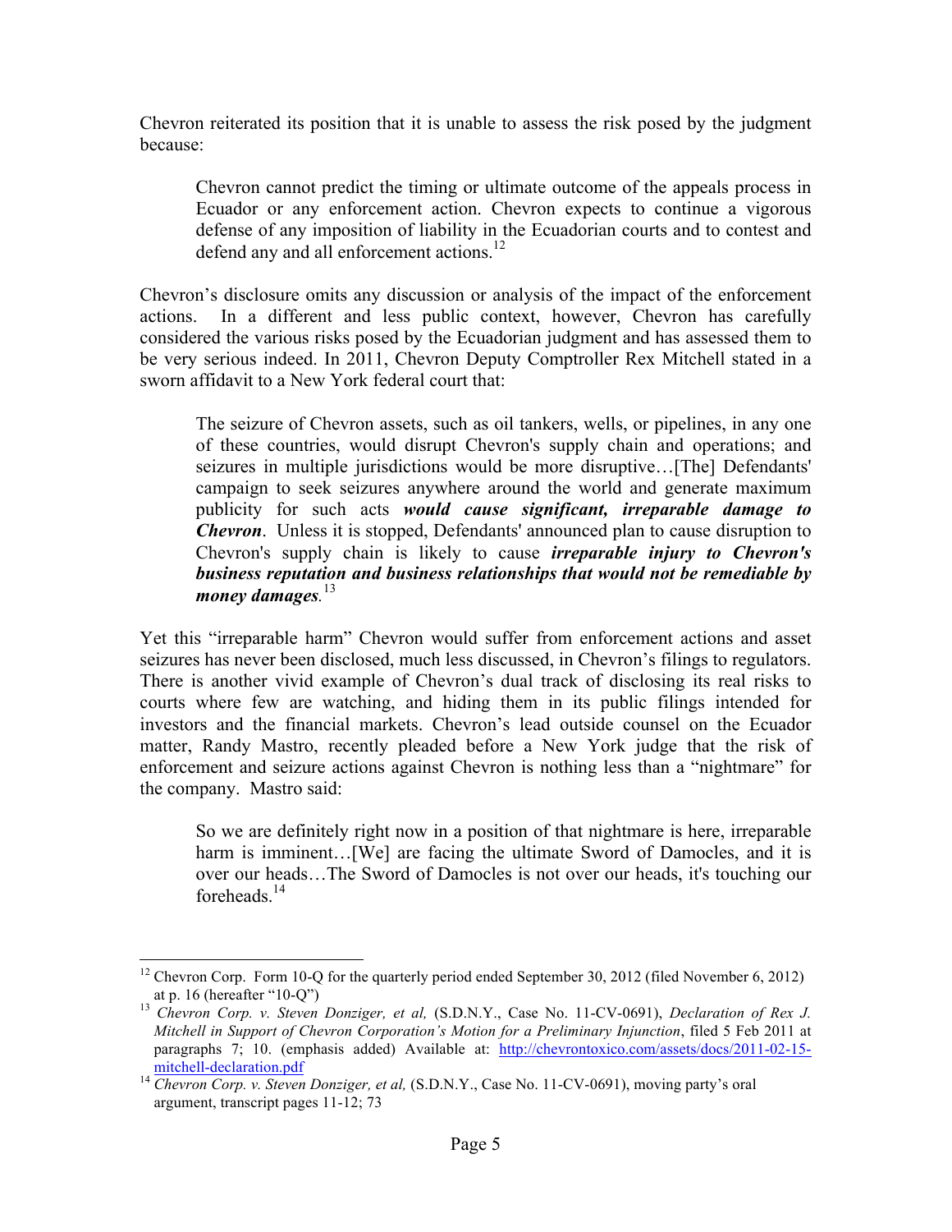Chevron reiterated its position that it is unable to assess the risk posed by the judgment because:

> Chevron cannot predict the timing or ultimate outcome of the appeals process in Ecuador or any enforcement action. Chevron expects to continue a vigorous defense of any imposition of liability in the Ecuadorian courts and to contest and defend any and all enforcement actions.[12]

Chevron's disclosure omits any discussion or analysis of the impact of the enforcement actions. In a different and less public context, however, Chevron has carefully considered the various risks posed by the Ecuadorian judgment and has assessed them to be very serious indeed. In 2011, Chevron Deputy Comptroller Rex Mitchell stated in a sworn affidavit to a New York federal court that:

> The seizure of Chevron assets, such as oil tankers, wells, or pipelines, in any one of these countries, would disrupt Chevron's supply chain and operations; and seizures in multiple jurisdictions would be more disruptive…[The] Defendants' campaign to seek seizures anywhere around the world and generate maximum publicity for such acts ***would cause significant, irreparable damage to Chevron***. Unless it is stopped, Defendants' announced plan to cause disruption to Chevron's supply chain is likely to cause ***irreparable injury to Chevron's business reputation and business relationships that would not be remediable by money damages***.[13]

Yet this "irreparable harm" Chevron would suffer from enforcement actions and asset seizures has never been disclosed, much less discussed, in Chevron's filings to regulators. There is another vivid example of Chevron's dual track of disclosing its real risks to courts where few are watching, and hiding them in its public filings intended for investors and the financial markets. Chevron's lead outside counsel on the Ecuador matter, Randy Mastro, recently pleaded before a New York judge that the risk of enforcement and seizure actions against Chevron is nothing less than a "nightmare" for the company. Mastro said:

> So we are definitely right now in a position of that nightmare is here, irreparable harm is imminent…[We] are facing the ultimate Sword of Damocles, and it is over our heads…The Sword of Damocles is not over our heads, it's touching our foreheads.[14]

---

[12] Chevron Corp. Form 10-Q for the quarterly period ended September 30, 2012 (filed November 6, 2012) at p. 16 (hereafter "10-Q")

[13] *Chevron Corp. v. Steven Donziger, et al,* (S.D.N.Y., Case No. 11-CV-0691), *Declaration of Rex J. Mitchell in Support of Chevron Corporation's Motion for a Preliminary Injunction*, filed 5 Feb 2011 at paragraphs 7; 10. (emphasis added) Available at: http://chevrontoxico.com/assets/docs/2011-02-15-mitchell-declaration.pdf

[14] *Chevron Corp. v. Steven Donziger, et al,* (S.D.N.Y., Case No. 11-CV-0691), moving party's oral argument, transcript pages 11-12; 73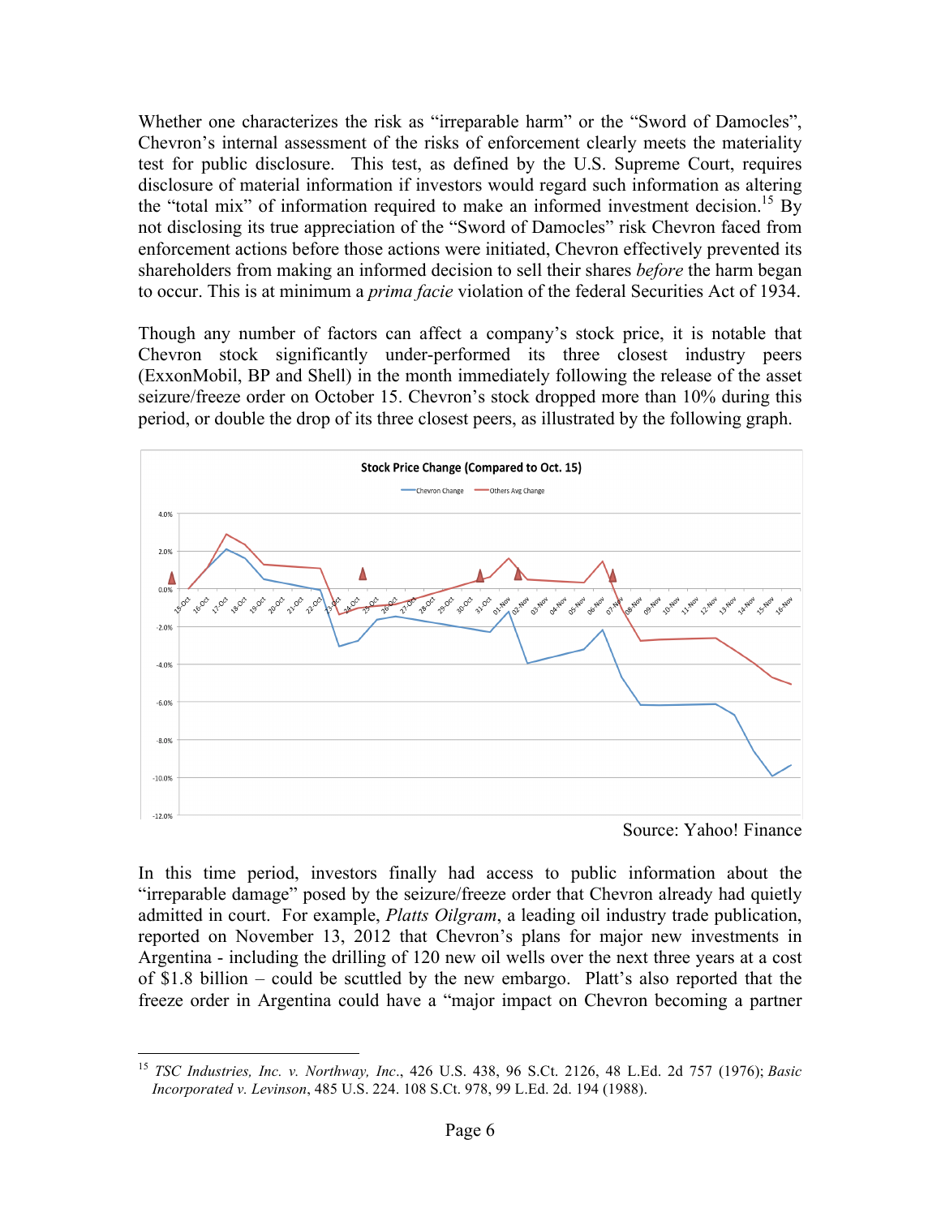Whether one characterizes the risk as "irreparable harm" or the "Sword of Damocles", Chevron's internal assessment of the risks of enforcement clearly meets the materiality test for public disclosure. This test, as defined by the U.S. Supreme Court, requires disclosure of material information if investors would regard such information as altering the "total mix" of information required to make an informed investment decision.[15] By not disclosing its true appreciation of the "Sword of Damocles" risk Chevron faced from enforcement actions before those actions were initiated, Chevron effectively prevented its shareholders from making an informed decision to sell their shares *before* the harm began to occur. This is at minimum a *prima facie* violation of the federal Securities Act of 1934.

Though any number of factors can affect a company's stock price, it is notable that Chevron stock significantly under-performed its three closest industry peers (ExxonMobil, BP and Shell) in the month immediately following the release of the asset seizure/freeze order on October 15. Chevron's stock dropped more than 10% during this period, or double the drop of its three closest peers, as illustrated by the following graph.

Source: Yahoo! Finance

In this time period, investors finally had access to public information about the "irreparable damage" posed by the seizure/freeze order that Chevron already had quietly admitted in court. For example, *Platts Oilgram*, a leading oil industry trade publication, reported on November 13, 2012 that Chevron's plans for major new investments in Argentina - including the drilling of 120 new oil wells over the next three years at a cost of \$1.8 billion – could be scuttled by the new embargo. Platt's also reported that the freeze order in Argentina could have a "major impact on Chevron becoming a partner

[15] *TSC Industries, Inc. v. Northway, Inc*., 426 U.S. 438, 96 S.Ct. 2126, 48 L.Ed. 2d 757 (1976); *Basic Incorporated v. Levinson*, 485 U.S. 224. 108 S.Ct. 978, 99 L.Ed. 2d. 194 (1988).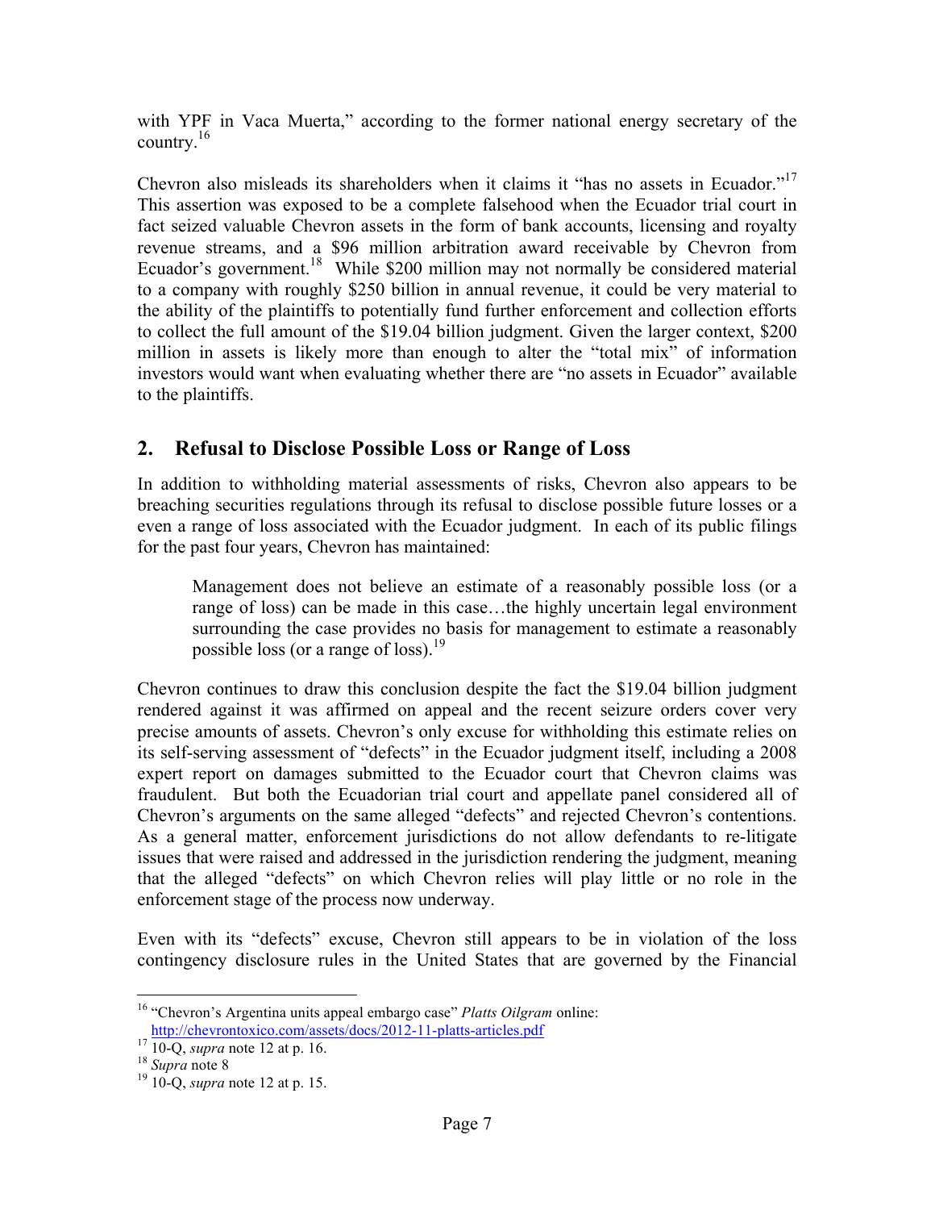with YPF in Vaca Muerta," according to the former national energy secretary of the country.[16]

Chevron also misleads its shareholders when it claims it "has no assets in Ecuador."[17] This assertion was exposed to be a complete falsehood when the Ecuador trial court in fact seized valuable Chevron assets in the form of bank accounts, licensing and royalty revenue streams, and a $96 million arbitration award receivable by Chevron from Ecuador's government.[18] While $200 million may not normally be considered material to a company with roughly $250 billion in annual revenue, it could be very material to the ability of the plaintiffs to potentially fund further enforcement and collection efforts to collect the full amount of the $19.04 billion judgment. Given the larger context, $200 million in assets is likely more than enough to alter the "total mix" of information investors would want when evaluating whether there are "no assets in Ecuador" available to the plaintiffs.

## 2. Refusal to Disclose Possible Loss or Range of Loss

In addition to withholding material assessments of risks, Chevron also appears to be breaching securities regulations through its refusal to disclose possible future losses or a even a range of loss associated with the Ecuador judgment. In each of its public filings for the past four years, Chevron has maintained:

> Management does not believe an estimate of a reasonably possible loss (or a range of loss) can be made in this case…the highly uncertain legal environment surrounding the case provides no basis for management to estimate a reasonably possible loss (or a range of loss).[19]

Chevron continues to draw this conclusion despite the fact the $19.04 billion judgment rendered against it was affirmed on appeal and the recent seizure orders cover very precise amounts of assets. Chevron's only excuse for withholding this estimate relies on its self-serving assessment of "defects" in the Ecuador judgment itself, including a 2008 expert report on damages submitted to the Ecuador court that Chevron claims was fraudulent. But both the Ecuadorian trial court and appellate panel considered all of Chevron's arguments on the same alleged "defects" and rejected Chevron's contentions. As a general matter, enforcement jurisdictions do not allow defendants to re-litigate issues that were raised and addressed in the jurisdiction rendering the judgment, meaning that the alleged "defects" on which Chevron relies will play little or no role in the enforcement stage of the process now underway.

Even with its "defects" excuse, Chevron still appears to be in violation of the loss contingency disclosure rules in the United States that are governed by the Financial

---

[16] "Chevron's Argentina units appeal embargo case" *Platts Oilgram* online: http://chevrontoxico.com/assets/docs/2012-11-platts-articles.pdf

[17] 10-Q, *supra* note 12 at p. 16.

[18] *Supra* note 8

[19] 10-Q, *supra* note 12 at p. 15.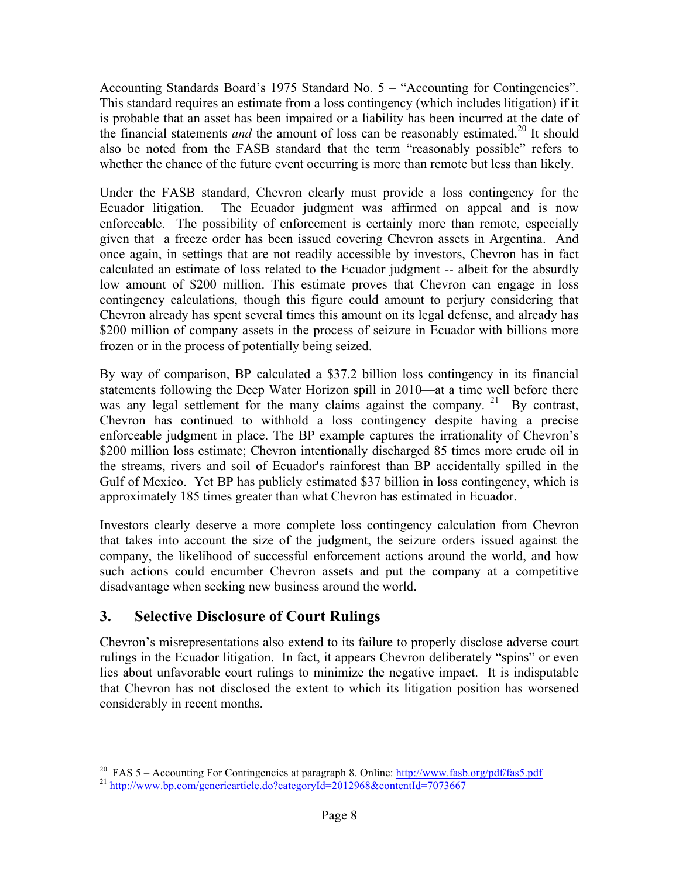Accounting Standards Board's 1975 Standard No. 5 – "Accounting for Contingencies". This standard requires an estimate from a loss contingency (which includes litigation) if it is probable that an asset has been impaired or a liability has been incurred at the date of the financial statements *and* the amount of loss can be reasonably estimated.[20] It should also be noted from the FASB standard that the term "reasonably possible" refers to whether the chance of the future event occurring is more than remote but less than likely.

Under the FASB standard, Chevron clearly must provide a loss contingency for the Ecuador litigation. The Ecuador judgment was affirmed on appeal and is now enforceable. The possibility of enforcement is certainly more than remote, especially given that a freeze order has been issued covering Chevron assets in Argentina. And once again, in settings that are not readily accessible by investors, Chevron has in fact calculated an estimate of loss related to the Ecuador judgment -- albeit for the absurdly low amount of $200 million. This estimate proves that Chevron can engage in loss contingency calculations, though this figure could amount to perjury considering that Chevron already has spent several times this amount on its legal defense, and already has $200 million of company assets in the process of seizure in Ecuador with billions more frozen or in the process of potentially being seized.

By way of comparison, BP calculated a $37.2 billion loss contingency in its financial statements following the Deep Water Horizon spill in 2010—at a time well before there was any legal settlement for the many claims against the company.[21] By contrast, Chevron has continued to withhold a loss contingency despite having a precise enforceable judgment in place. The BP example captures the irrationality of Chevron's $200 million loss estimate; Chevron intentionally discharged 85 times more crude oil in the streams, rivers and soil of Ecuador's rainforest than BP accidentally spilled in the Gulf of Mexico. Yet BP has publicly estimated $37 billion in loss contingency, which is approximately 185 times greater than what Chevron has estimated in Ecuador.

Investors clearly deserve a more complete loss contingency calculation from Chevron that takes into account the size of the judgment, the seizure orders issued against the company, the likelihood of successful enforcement actions around the world, and how such actions could encumber Chevron assets and put the company at a competitive disadvantage when seeking new business around the world.

## 3. Selective Disclosure of Court Rulings

Chevron's misrepresentations also extend to its failure to properly disclose adverse court rulings in the Ecuador litigation. In fact, it appears Chevron deliberately "spins" or even lies about unfavorable court rulings to minimize the negative impact. It is indisputable that Chevron has not disclosed the extent to which its litigation position has worsened considerably in recent months.

---

[20] FAS 5 – Accounting For Contingencies at paragraph 8. Online: http://www.fasb.org/pdf/fas5.pdf

[21] http://www.bp.com/genericarticle.do?categoryId=2012968&contentId=7073667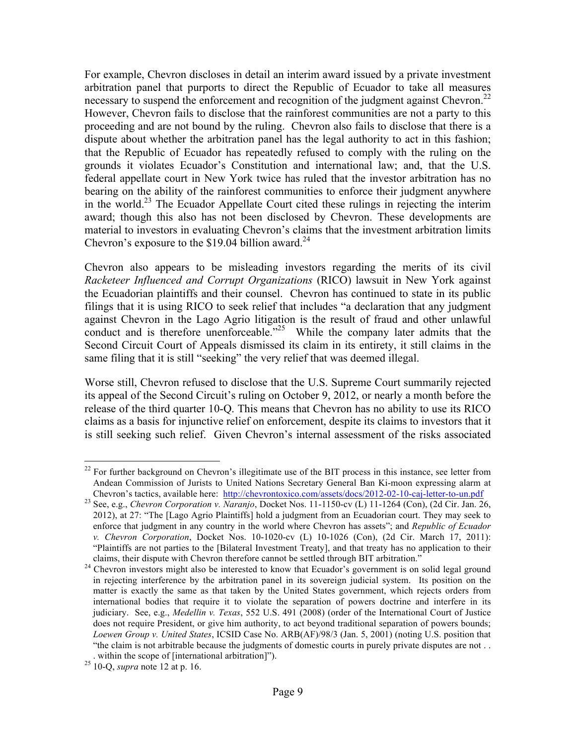For example, Chevron discloses in detail an interim award issued by a private investment arbitration panel that purports to direct the Republic of Ecuador to take all measures necessary to suspend the enforcement and recognition of the judgment against Chevron.[22] However, Chevron fails to disclose that the rainforest communities are not a party to this proceeding and are not bound by the ruling. Chevron also fails to disclose that there is a dispute about whether the arbitration panel has the legal authority to act in this fashion; that the Republic of Ecuador has repeatedly refused to comply with the ruling on the grounds it violates Ecuador's Constitution and international law; and, that the U.S. federal appellate court in New York twice has ruled that the investor arbitration has no bearing on the ability of the rainforest communities to enforce their judgment anywhere in the world.[23] The Ecuador Appellate Court cited these rulings in rejecting the interim award; though this also has not been disclosed by Chevron. These developments are material to investors in evaluating Chevron's claims that the investment arbitration limits Chevron's exposure to the $19.04 billion award.[24]

Chevron also appears to be misleading investors regarding the merits of its civil *Racketeer Influenced and Corrupt Organizations* (RICO) lawsuit in New York against the Ecuadorian plaintiffs and their counsel. Chevron has continued to state in its public filings that it is using RICO to seek relief that includes "a declaration that any judgment against Chevron in the Lago Agrio litigation is the result of fraud and other unlawful conduct and is therefore unenforceable."[25] While the company later admits that the Second Circuit Court of Appeals dismissed its claim in its entirety, it still claims in the same filing that it is still "seeking" the very relief that was deemed illegal.

Worse still, Chevron refused to disclose that the U.S. Supreme Court summarily rejected its appeal of the Second Circuit's ruling on October 9, 2012, or nearly a month before the release of the third quarter 10-Q. This means that Chevron has no ability to use its RICO claims as a basis for injunctive relief on enforcement, despite its claims to investors that it is still seeking such relief. Given Chevron's internal assessment of the risks associated

---

[22] For further background on Chevron's illegitimate use of the BIT process in this instance, see letter from Andean Commission of Jurists to United Nations Secretary General Ban Ki-moon expressing alarm at Chevron's tactics, available here: http://chevrontoxico.com/assets/docs/2012-02-10-caj-letter-to-un.pdf

[23] See, e.g., *Chevron Corporation v. Naranjo*, Docket Nos. 11-1150-cv (L) 11-1264 (Con), (2d Cir. Jan. 26, 2012), at 27: "The [Lago Agrio Plaintiffs] hold a judgment from an Ecuadorian court. They may seek to enforce that judgment in any country in the world where Chevron has assets"; and *Republic of Ecuador v. Chevron Corporation*, Docket Nos. 10-1020-cv (L) 10-1026 (Con), (2d Cir. March 17, 2011): "Plaintiffs are not parties to the [Bilateral Investment Treaty], and that treaty has no application to their claims, their dispute with Chevron therefore cannot be settled through BIT arbitration."

[24] Chevron investors might also be interested to know that Ecuador's government is on solid legal ground in rejecting interference by the arbitration panel in its sovereign judicial system. Its position on the matter is exactly the same as that taken by the United States government, which rejects orders from international bodies that require it to violate the separation of powers doctrine and interfere in its judiciary. See, e.g., *Medellin v. Texas*, 552 U.S. 491 (2008) (order of the International Court of Justice does not require President, or give him authority, to act beyond traditional separation of powers bounds; *Loewen Group v. United States*, ICSID Case No. ARB(AF)/98/3 (Jan. 5, 2001) (noting U.S. position that "the claim is not arbitrable because the judgments of domestic courts in purely private disputes are not . . . within the scope of [international arbitration]").

[25] 10-Q, *supra* note 12 at p. 16.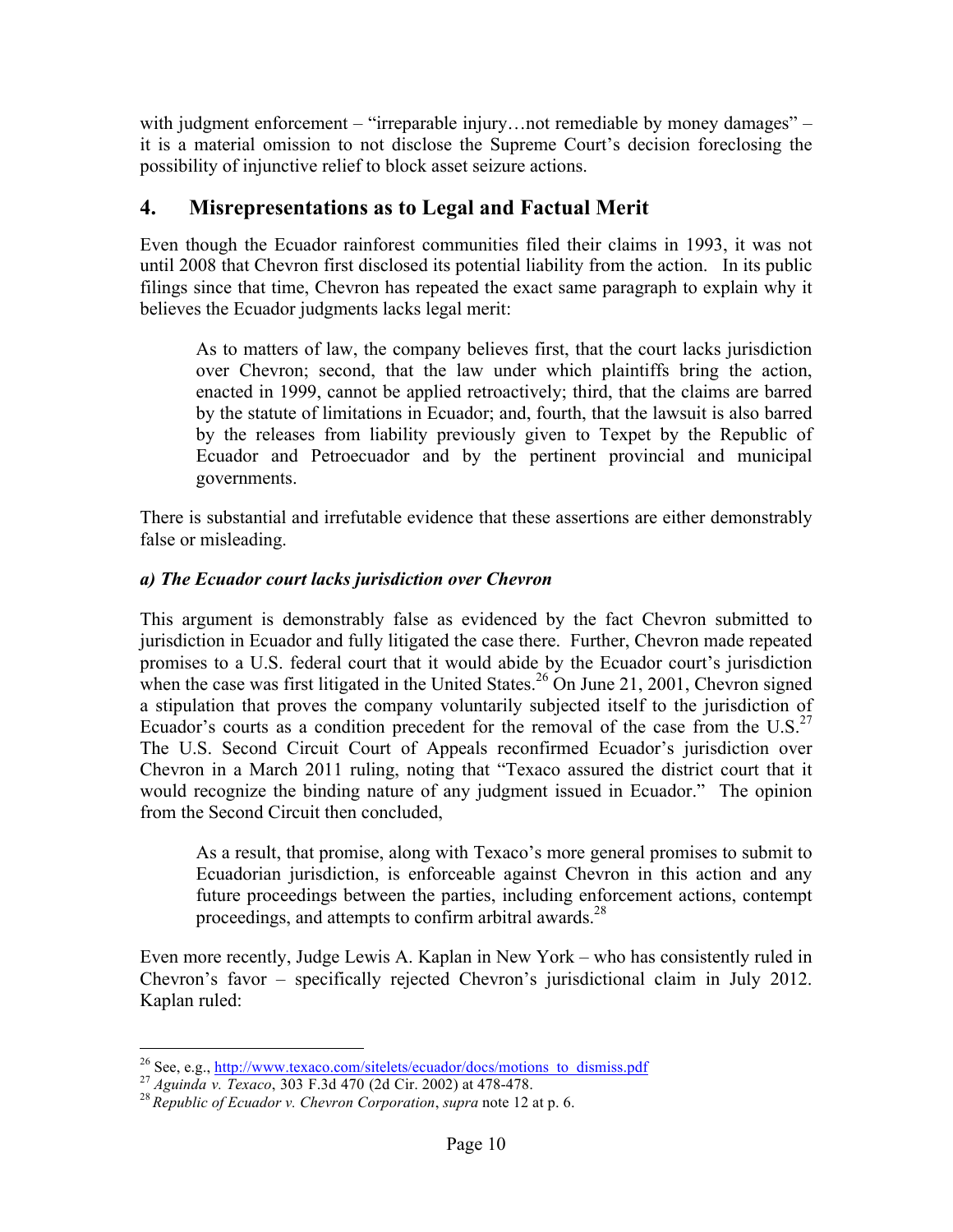with judgment enforcement – "irreparable injury…not remediable by money damages" – it is a material omission to not disclose the Supreme Court's decision foreclosing the possibility of injunctive relief to block asset seizure actions.

## 4. Misrepresentations as to Legal and Factual Merit

Even though the Ecuador rainforest communities filed their claims in 1993, it was not until 2008 that Chevron first disclosed its potential liability from the action. In its public filings since that time, Chevron has repeated the exact same paragraph to explain why it believes the Ecuador judgments lacks legal merit:

> As to matters of law, the company believes first, that the court lacks jurisdiction over Chevron; second, that the law under which plaintiffs bring the action, enacted in 1999, cannot be applied retroactively; third, that the claims are barred by the statute of limitations in Ecuador; and, fourth, that the lawsuit is also barred by the releases from liability previously given to Texpet by the Republic of Ecuador and Petroecuador and by the pertinent provincial and municipal governments.

There is substantial and irrefutable evidence that these assertions are either demonstrably false or misleading.

### *a) The Ecuador court lacks jurisdiction over Chevron*

This argument is demonstrably false as evidenced by the fact Chevron submitted to jurisdiction in Ecuador and fully litigated the case there. Further, Chevron made repeated promises to a U.S. federal court that it would abide by the Ecuador court's jurisdiction when the case was first litigated in the United States.[26] On June 21, 2001, Chevron signed a stipulation that proves the company voluntarily subjected itself to the jurisdiction of Ecuador's courts as a condition precedent for the removal of the case from the U.S.[27] The U.S. Second Circuit Court of Appeals reconfirmed Ecuador's jurisdiction over Chevron in a March 2011 ruling, noting that "Texaco assured the district court that it would recognize the binding nature of any judgment issued in Ecuador." The opinion from the Second Circuit then concluded,

> As a result, that promise, along with Texaco's more general promises to submit to Ecuadorian jurisdiction, is enforceable against Chevron in this action and any future proceedings between the parties, including enforcement actions, contempt proceedings, and attempts to confirm arbitral awards.[28]

Even more recently, Judge Lewis A. Kaplan in New York – who has consistently ruled in Chevron's favor – specifically rejected Chevron's jurisdictional claim in July 2012. Kaplan ruled:

---

[26] See, e.g., http://www.texaco.com/sitelets/ecuador/docs/motions_to_dismiss.pdf

[27] *Aguinda v. Texaco*, 303 F.3d 470 (2d Cir. 2002) at 478-478.

[28] *Republic of Ecuador v. Chevron Corporation*, *supra* note 12 at p. 6.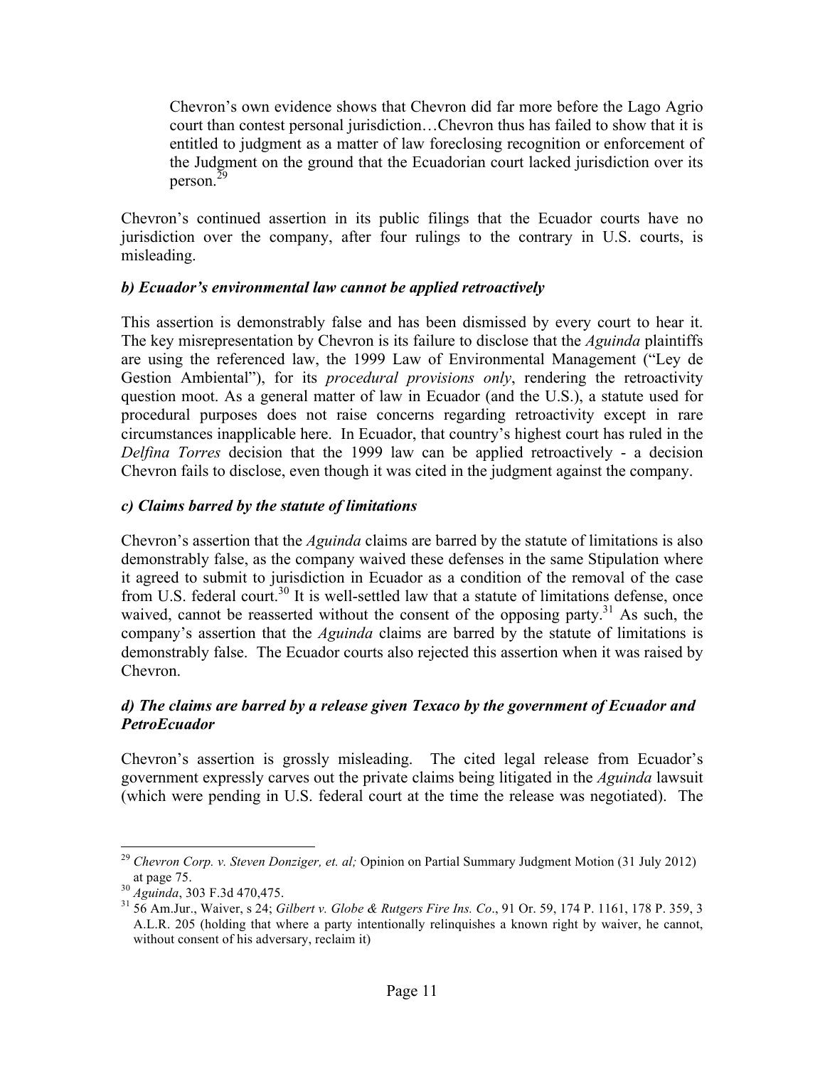> Chevron's own evidence shows that Chevron did far more before the Lago Agrio court than contest personal jurisdiction…Chevron thus has failed to show that it is entitled to judgment as a matter of law foreclosing recognition or enforcement of the Judgment on the ground that the Ecuadorian court lacked jurisdiction over its person.[29]

Chevron's continued assertion in its public filings that the Ecuador courts have no jurisdiction over the company, after four rulings to the contrary in U.S. courts, is misleading.

### *b) Ecuador's environmental law cannot be applied retroactively*

This assertion is demonstrably false and has been dismissed by every court to hear it. The key misrepresentation by Chevron is its failure to disclose that the *Aguinda* plaintiffs are using the referenced law, the 1999 Law of Environmental Management ("Ley de Gestion Ambiental"), for its *procedural provisions only*, rendering the retroactivity question moot. As a general matter of law in Ecuador (and the U.S.), a statute used for procedural purposes does not raise concerns regarding retroactivity except in rare circumstances inapplicable here. In Ecuador, that country's highest court has ruled in the *Delfina Torres* decision that the 1999 law can be applied retroactively - a decision Chevron fails to disclose, even though it was cited in the judgment against the company.

### *c) Claims barred by the statute of limitations*

Chevron's assertion that the *Aguinda* claims are barred by the statute of limitations is also demonstrably false, as the company waived these defenses in the same Stipulation where it agreed to submit to jurisdiction in Ecuador as a condition of the removal of the case from U.S. federal court.[30] It is well-settled law that a statute of limitations defense, once waived, cannot be reasserted without the consent of the opposing party.[31] As such, the company's assertion that the *Aguinda* claims are barred by the statute of limitations is demonstrably false. The Ecuador courts also rejected this assertion when it was raised by Chevron.

### *d) The claims are barred by a release given Texaco by the government of Ecuador and PetroEcuador*

Chevron's assertion is grossly misleading. The cited legal release from Ecuador's government expressly carves out the private claims being litigated in the *Aguinda* lawsuit (which were pending in U.S. federal court at the time the release was negotiated). The

---

[29] *Chevron Corp. v. Steven Donziger, et. al;* Opinion on Partial Summary Judgment Motion (31 July 2012) at page 75.

[30] *Aguinda*, 303 F.3d 470,475.

[31] 56 Am.Jur., Waiver, s 24; *Gilbert v. Globe & Rutgers Fire Ins. Co*., 91 Or. 59, 174 P. 1161, 178 P. 359, 3 A.L.R. 205 (holding that where a party intentionally relinquishes a known right by waiver, he cannot, without consent of his adversary, reclaim it)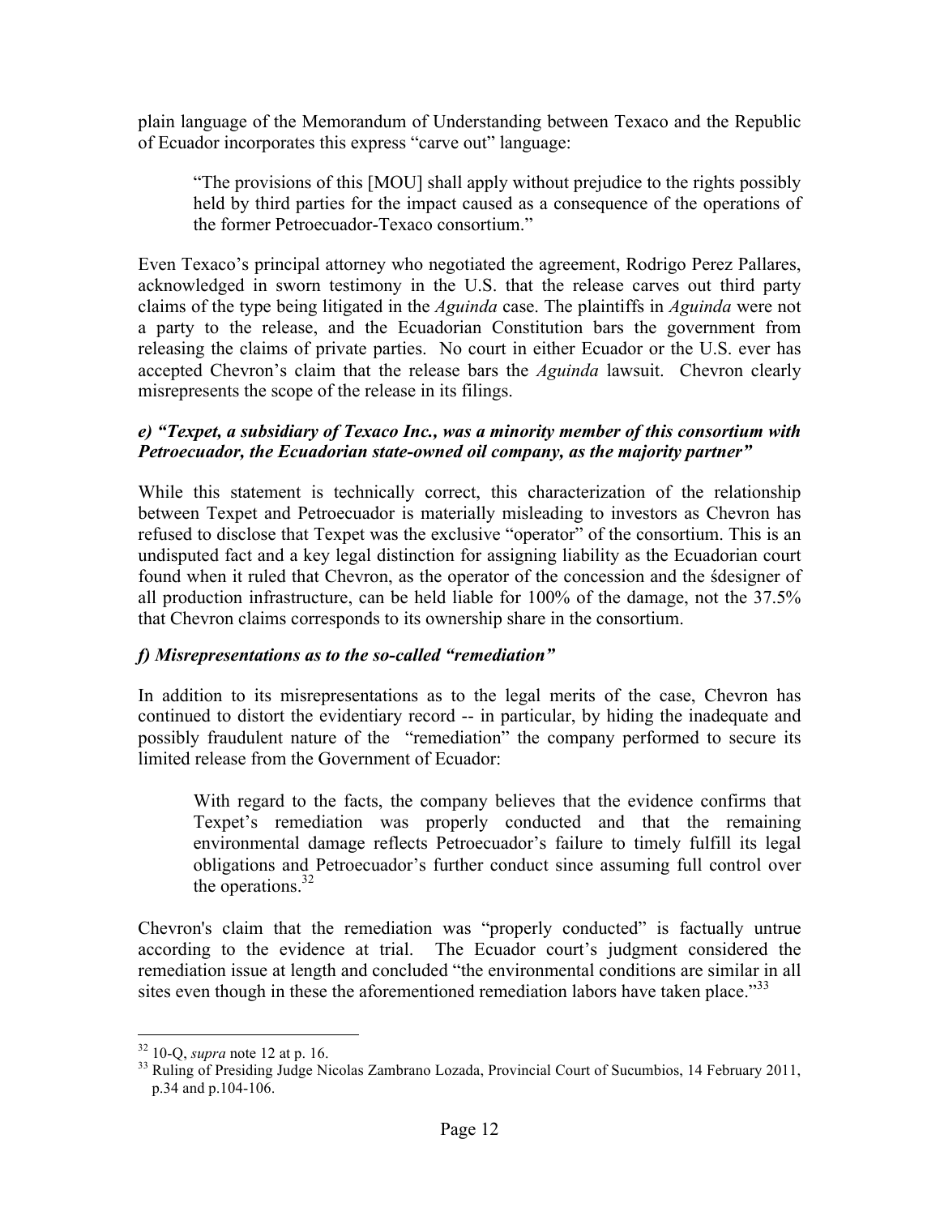plain language of the Memorandum of Understanding between Texaco and the Republic of Ecuador incorporates this express "carve out" language:

> "The provisions of this [MOU] shall apply without prejudice to the rights possibly held by third parties for the impact caused as a consequence of the operations of the former Petroecuador-Texaco consortium."

Even Texaco's principal attorney who negotiated the agreement, Rodrigo Perez Pallares, acknowledged in sworn testimony in the U.S. that the release carves out third party claims of the type being litigated in the *Aguinda* case. The plaintiffs in *Aguinda* were not a party to the release, and the Ecuadorian Constitution bars the government from releasing the claims of private parties. No court in either Ecuador or the U.S. ever has accepted Chevron's claim that the release bars the *Aguinda* lawsuit. Chevron clearly misrepresents the scope of the release in its filings.

***e) "Texpet, a subsidiary of Texaco Inc., was a minority member of this consortium with Petroecuador, the Ecuadorian state-owned oil company, as the majority partner"***

While this statement is technically correct, this characterization of the relationship between Texpet and Petroecuador is materially misleading to investors as Chevron has refused to disclose that Texpet was the exclusive "operator" of the consortium. This is an undisputed fact and a key legal distinction for assigning liability as the Ecuadorian court found when it ruled that Chevron, as the operator of the concession and the śdesigner of all production infrastructure, can be held liable for 100% of the damage, not the 37.5% that Chevron claims corresponds to its ownership share in the consortium.

***f) Misrepresentations as to the so-called "remediation"***

In addition to its misrepresentations as to the legal merits of the case, Chevron has continued to distort the evidentiary record -- in particular, by hiding the inadequate and possibly fraudulent nature of the "remediation" the company performed to secure its limited release from the Government of Ecuador:

> With regard to the facts, the company believes that the evidence confirms that Texpet's remediation was properly conducted and that the remaining environmental damage reflects Petroecuador's failure to timely fulfill its legal obligations and Petroecuador's further conduct since assuming full control over the operations.[32]

Chevron's claim that the remediation was "properly conducted" is factually untrue according to the evidence at trial. The Ecuador court's judgment considered the remediation issue at length and concluded "the environmental conditions are similar in all sites even though in these the aforementioned remediation labors have taken place."[33]

---

[32] 10-Q, *supra* note 12 at p. 16.

[33] Ruling of Presiding Judge Nicolas Zambrano Lozada, Provincial Court of Sucumbios, 14 February 2011, p.34 and p.104-106.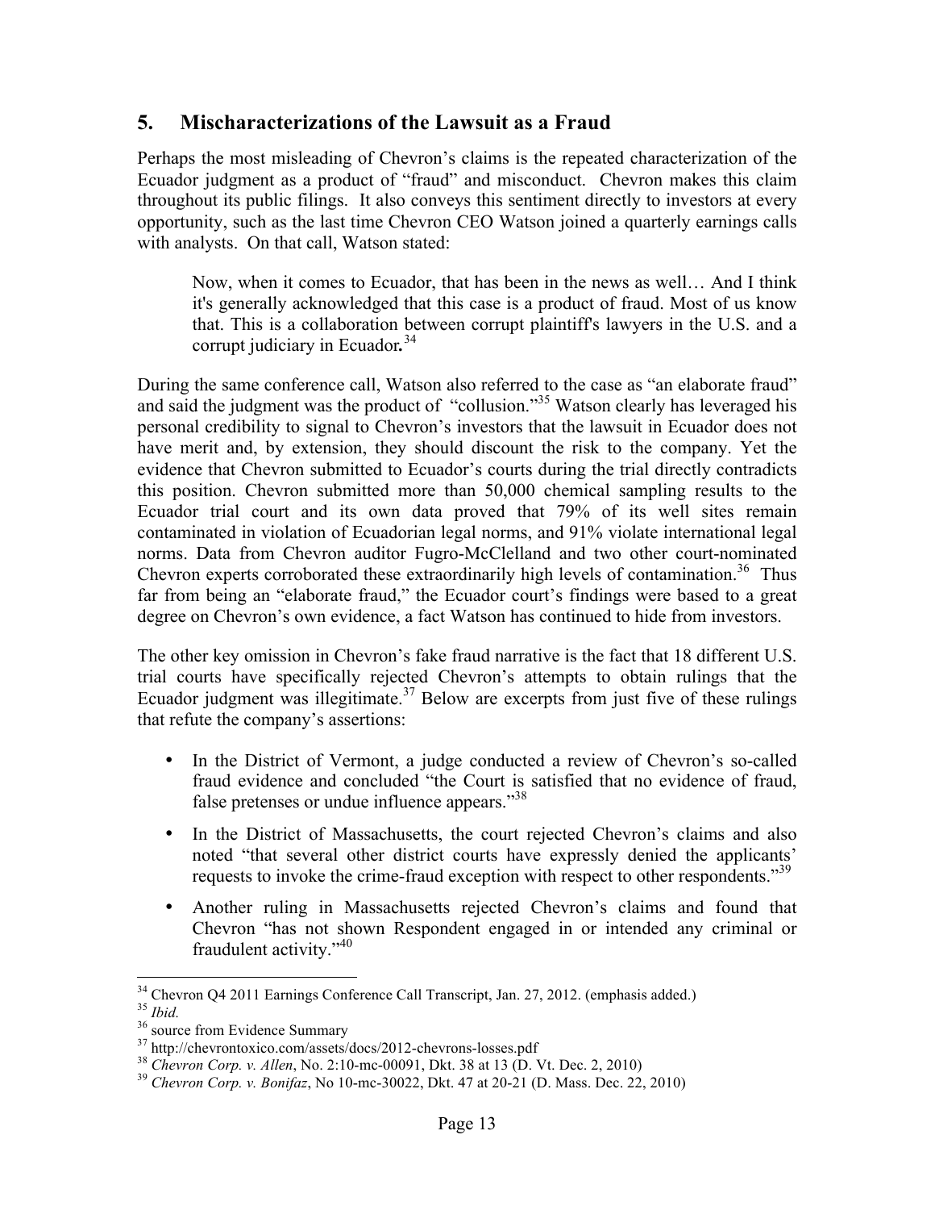## 5. Mischaracterizations of the Lawsuit as a Fraud

Perhaps the most misleading of Chevron's claims is the repeated characterization of the Ecuador judgment as a product of "fraud" and misconduct. Chevron makes this claim throughout its public filings. It also conveys this sentiment directly to investors at every opportunity, such as the last time Chevron CEO Watson joined a quarterly earnings calls with analysts. On that call, Watson stated:

> Now, when it comes to Ecuador, that has been in the news as well… And I think it's generally acknowledged that this case is a product of fraud. Most of us know that. This is a collaboration between corrupt plaintiff's lawyers in the U.S. and a corrupt judiciary in Ecuador**.**[34]

During the same conference call, Watson also referred to the case as "an elaborate fraud" and said the judgment was the product of "collusion."[35] Watson clearly has leveraged his personal credibility to signal to Chevron's investors that the lawsuit in Ecuador does not have merit and, by extension, they should discount the risk to the company. Yet the evidence that Chevron submitted to Ecuador's courts during the trial directly contradicts this position. Chevron submitted more than 50,000 chemical sampling results to the Ecuador trial court and its own data proved that 79% of its well sites remain contaminated in violation of Ecuadorian legal norms, and 91% violate international legal norms. Data from Chevron auditor Fugro-McClelland and two other court-nominated Chevron experts corroborated these extraordinarily high levels of contamination.[36] Thus far from being an "elaborate fraud," the Ecuador court's findings were based to a great degree on Chevron's own evidence, a fact Watson has continued to hide from investors.

The other key omission in Chevron's fake fraud narrative is the fact that 18 different U.S. trial courts have specifically rejected Chevron's attempts to obtain rulings that the Ecuador judgment was illegitimate.[37] Below are excerpts from just five of these rulings that refute the company's assertions:

- In the District of Vermont, a judge conducted a review of Chevron's so-called fraud evidence and concluded "the Court is satisfied that no evidence of fraud, false pretenses or undue influence appears."[38]
- In the District of Massachusetts, the court rejected Chevron's claims and also noted "that several other district courts have expressly denied the applicants' requests to invoke the crime-fraud exception with respect to other respondents."[39]
- Another ruling in Massachusetts rejected Chevron's claims and found that Chevron "has not shown Respondent engaged in or intended any criminal or fraudulent activity."[40]

---

[34] Chevron Q4 2011 Earnings Conference Call Transcript, Jan. 27, 2012. (emphasis added.)

[35] *Ibid.*

[36] source from Evidence Summary

[37] http://chevrontoxico.com/assets/docs/2012-chevrons-losses.pdf

[38] *Chevron Corp. v. Allen*, No. 2:10-mc-00091, Dkt. 38 at 13 (D. Vt. Dec. 2, 2010)

[39] *Chevron Corp. v. Bonifaz*, No 10-mc-30022, Dkt. 47 at 20-21 (D. Mass. Dec. 22, 2010)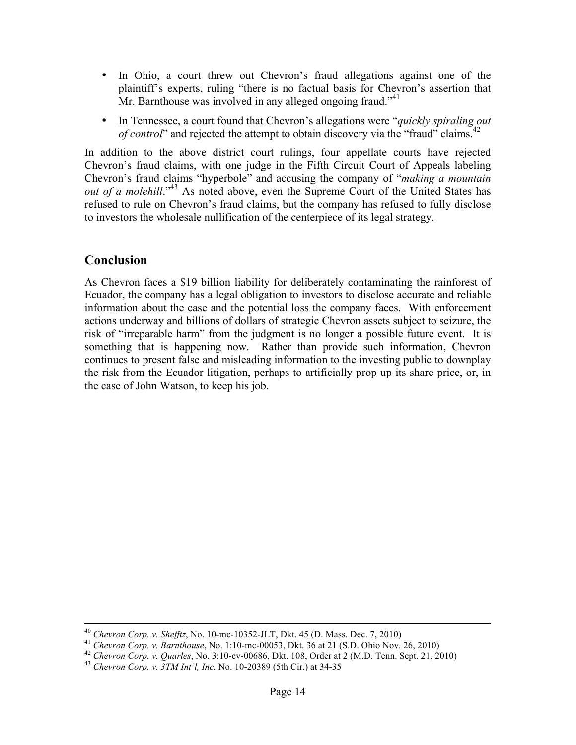- In Ohio, a court threw out Chevron's fraud allegations against one of the plaintiff's experts, ruling "there is no factual basis for Chevron's assertion that Mr. Barnthouse was involved in any alleged ongoing fraud."[41]
- In Tennessee, a court found that Chevron's allegations were "*quickly spiraling out of control*" and rejected the attempt to obtain discovery via the "fraud" claims.[42]

In addition to the above district court rulings, four appellate courts have rejected Chevron's fraud claims, with one judge in the Fifth Circuit Court of Appeals labeling Chevron's fraud claims "hyperbole" and accusing the company of "*making a mountain out of a molehill*."[43] As noted above, even the Supreme Court of the United States has refused to rule on Chevron's fraud claims, but the company has refused to fully disclose to investors the wholesale nullification of the centerpiece of its legal strategy.

## Conclusion

As Chevron faces a $19 billion liability for deliberately contaminating the rainforest of Ecuador, the company has a legal obligation to investors to disclose accurate and reliable information about the case and the potential loss the company faces. With enforcement actions underway and billions of dollars of strategic Chevron assets subject to seizure, the risk of "irreparable harm" from the judgment is no longer a possible future event. It is something that is happening now. Rather than provide such information, Chevron continues to present false and misleading information to the investing public to downplay the risk from the Ecuador litigation, perhaps to artificially prop up its share price, or, in the case of John Watson, to keep his job.

---

[40] *Chevron Corp. v. Shefftz*, No. 10-mc-10352-JLT, Dkt. 45 (D. Mass. Dec. 7, 2010)

[41] *Chevron Corp. v. Barnthouse*, No. 1:10-mc-00053, Dkt. 36 at 21 (S.D. Ohio Nov. 26, 2010)

[42] *Chevron Corp. v. Quarles*, No. 3:10-cv-00686, Dkt. 108, Order at 2 (M.D. Tenn. Sept. 21, 2010)

[43] *Chevron Corp. v. 3TM Int'l, Inc.* No. 10-20389 (5th Cir.) at 34-35